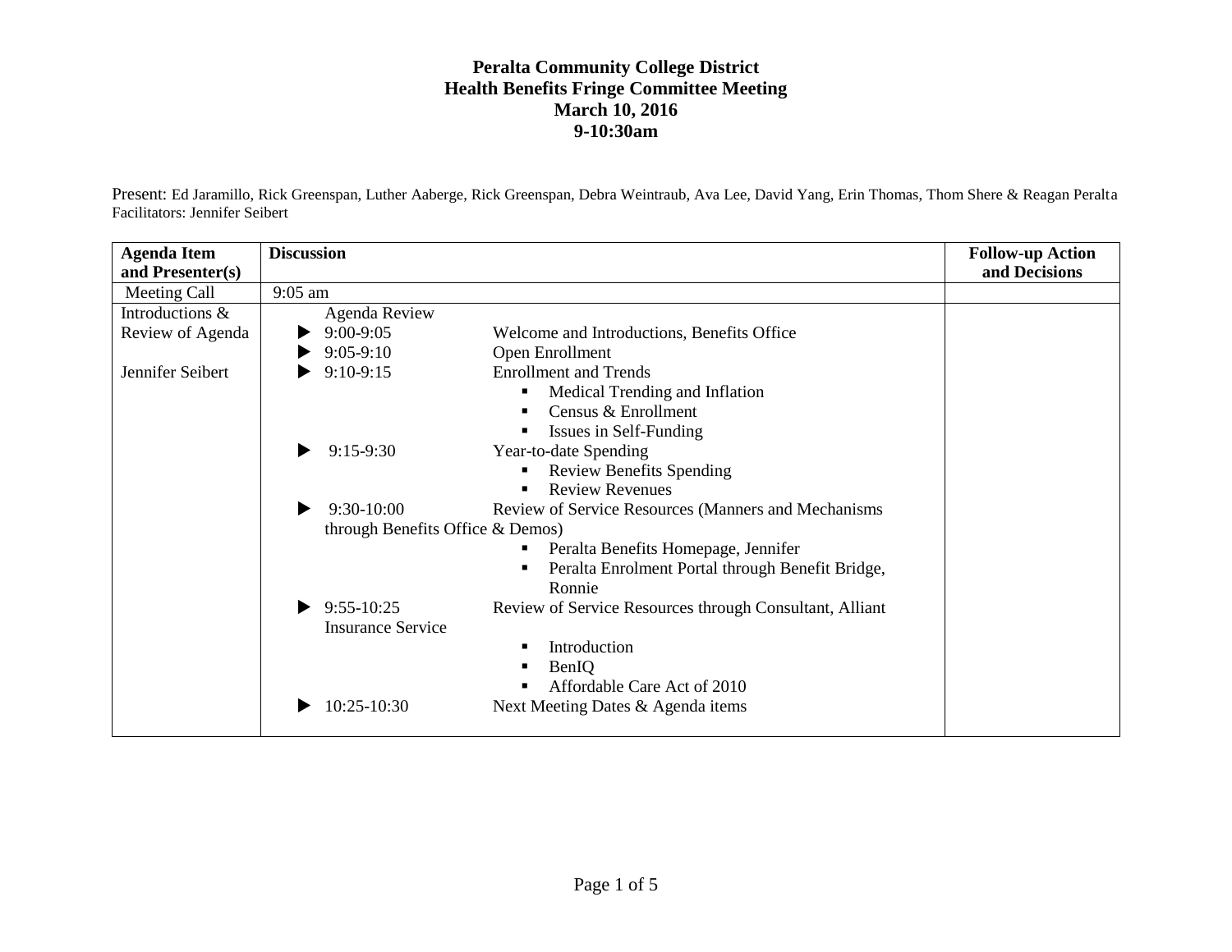# Peralta Community College District
## Health Benefits Fringe Committee Meeting
### March 10, 2016
### 9-10:30am

Present: Ed Jaramillo, Rick Greenspan, Luther Aaberge, Rick Greenspan, Debra Weintraub, Ava Lee, David Yang, Erin Thomas, Thom Shere & Reagan Peralta
Facilitators: Jennifer Seibert

| Agenda Item and Presenter(s) | Discussion | Follow-up Action and Decisions |
|---|---|---|
| Meeting Call | 9:05 am | |
| Introductions & Review of Agenda<br><br>Jennifer Seibert | Agenda Review<br>▶ 9:00-9:05 Welcome and Introductions, Benefits Office<br>▶ 9:05-9:10 Open Enrollment<br>▶ 9:10-9:15 Enrollment and Trends<br>▪ Medical Trending and Inflation<br>▪ Census & Enrollment<br>▪ Issues in Self-Funding<br>▶ 9:15-9:30 Year-to-date Spending<br>▪ Review Benefits Spending<br>▪ Review Revenues<br>▶ 9:30-10:00 Review of Service Resources (Manners and Mechanisms through Benefits Office & Demos)<br>▪ Peralta Benefits Homepage, Jennifer<br>▪ Peralta Enrolment Portal through Benefit Bridge, Ronnie<br>▶ 9:55-10:25 Review of Service Resources through Consultant, Alliant Insurance Service<br>▪ Introduction<br>▪ BenIQ<br>▪ Affordable Care Act of 2010<br>▶ 10:25-10:30 Next Meeting Dates & Agenda items | |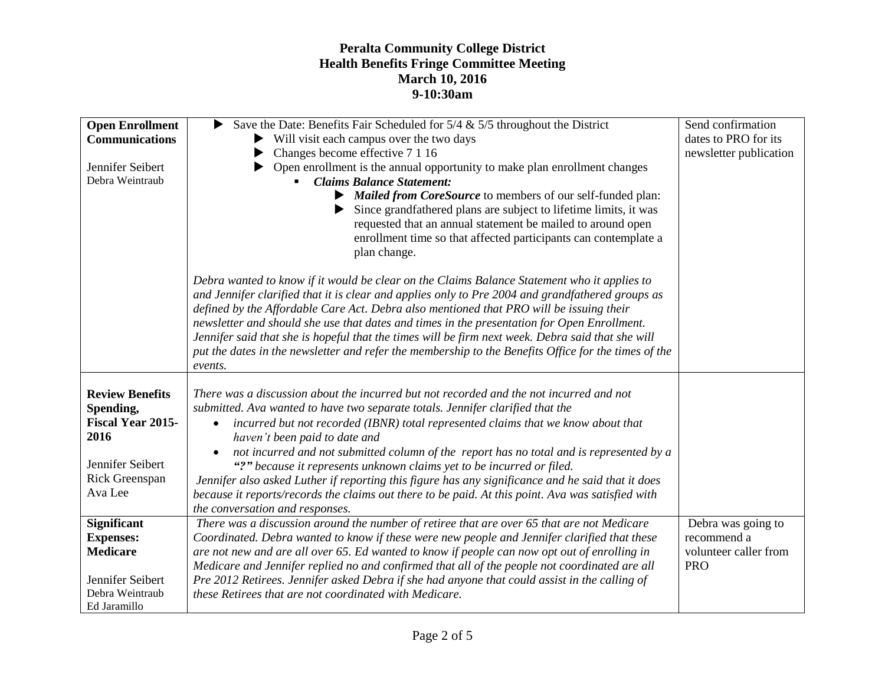**Peralta Community College District**
**Health Benefits Fringe Committee Meeting**
**March 10, 2016**
**9-10:30am**

| | | |
|---|---|---|
| **Open Enrollment Communications**<br><br>Jennifer Seibert<br>Debra Weintraub | ▶ Save the Date: Benefits Fair Scheduled for 5/4 & 5/5 throughout the District<br>▶ Will visit each campus over the two days<br>▶ Changes become effective 7 1 16<br>▶ Open enrollment is the annual opportunity to make plan enrollment changes<br>▪ ***Claims Balance Statement:***<br>▶ ***Mailed from CoreSource*** to members of our self-funded plan:<br>▶ Since grandfathered plans are subject to lifetime limits, it was requested that an annual statement be mailed to around open enrollment time so that affected participants can contemplate a plan change.<br><br>*Debra wanted to know if it would be clear on the Claims Balance Statement who it applies to and Jennifer clarified that it is clear and applies only to Pre 2004 and grandfathered groups as defined by the Affordable Care Act. Debra also mentioned that PRO will be issuing their newsletter and should she use that dates and times in the presentation for Open Enrollment. Jennifer said that she is hopeful that the times will be firm next week. Debra said that she will put the dates in the newsletter and refer the membership to the Benefits Office for the times of the events.* | Send confirmation dates to PRO for its newsletter publication |
| **Review Benefits Spending, Fiscal Year 2015-2016**<br><br>Jennifer Seibert<br>Rick Greenspan<br>Ava Lee | *There was a discussion about the incurred but not recorded and the not incurred and not submitted. Ava wanted to have two separate totals. Jennifer clarified that the*<br>• *incurred but not recorded (IBNR) total represented claims that we know about that haven't been paid to date and*<br>• *not incurred and not submitted column of the report has no total and is represented by a "?" because it represents unknown claims yet to be incurred or filed.*<br>*Jennifer also asked Luther if reporting this figure has any significance and he said that it does because it reports/records the claims out there to be paid. At this point. Ava was satisfied with the conversation and responses.* | |
| **Significant Expenses: Medicare**<br><br>Jennifer Seibert<br>Debra Weintraub<br>Ed Jaramillo | *There was a discussion around the number of retiree that are over 65 that are not Medicare Coordinated. Debra wanted to know if these were new people and Jennifer clarified that these are not new and are all over 65. Ed wanted to know if people can now opt out of enrolling in Medicare and Jennifer replied no and confirmed that all of the people not coordinated are all Pre 2012 Retirees. Jennifer asked Debra if she had anyone that could assist in the calling of these Retirees that are not coordinated with Medicare.* | Debra was going to recommend a volunteer caller from PRO |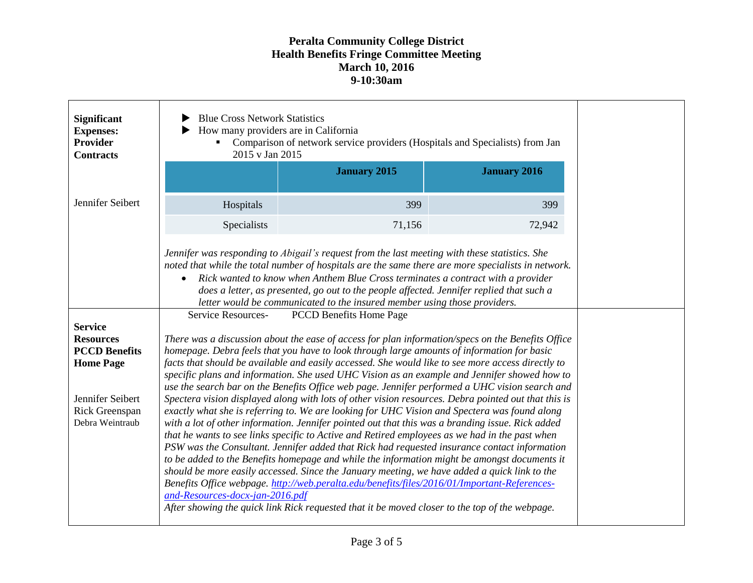# Peralta Community College District
## Health Benefits Fringe Committee Meeting
## March 10, 2016
## 9-10:30am

**Significant Expenses: Provider Contracts**

Jennifer Seibert

- Blue Cross Network Statistics
- How many providers are in California
  - Comparison of network service providers (Hospitals and Specialists) from Jan 2015 v Jan 2015

| | January 2015 | January 2016 |
|---|---|---|
| Hospitals | 399 | 399 |
| Specialists | 71,156 | 72,942 |

*Jennifer was responding to Abigail's request from the last meeting with these statistics. She noted that while the total number of hospitals are the same there are more specialists in network.*

- *Rick wanted to know when Anthem Blue Cross terminates a contract with a provider does a letter, as presented, go out to the people affected. Jennifer replied that such a letter would be communicated to the insured member using those providers.*

---

**Service Resources PCCD Benefits Home Page**

Jennifer Seibert
Rick Greenspan
Debra Weintraub

Service Resources- PCCD Benefits Home Page

*There was a discussion about the ease of access for plan information/specs on the Benefits Office homepage. Debra feels that you have to look through large amounts of information for basic facts that should be available and easily accessed. She would like to see more access directly to specific plans and information. She used UHC Vision as an example and Jennifer showed how to use the search bar on the Benefits Office web page. Jennifer performed a UHC vision search and Spectera vision displayed along with lots of other vision resources. Debra pointed out that this is exactly what she is referring to. We are looking for UHC Vision and Spectera was found along with a lot of other information. Jennifer pointed out that this was a branding issue. Rick added that he wants to see links specific to Active and Retired employees as we had in the past when PSW was the Consultant. Jennifer added that Rick had requested insurance contact information to be added to the Benefits homepage and while the information might be amongst documents it should be more easily accessed. Since the January meeting, we have added a quick link to the Benefits Office webpage. [http://web.peralta.edu/benefits/files/2016/01/Important-References-and-Resources-docx-jan-2016.pdf](http://web.peralta.edu/benefits/files/2016/01/Important-References-and-Resources-docx-jan-2016.pdf)*
*After showing the quick link Rick requested that it be moved closer to the top of the webpage.*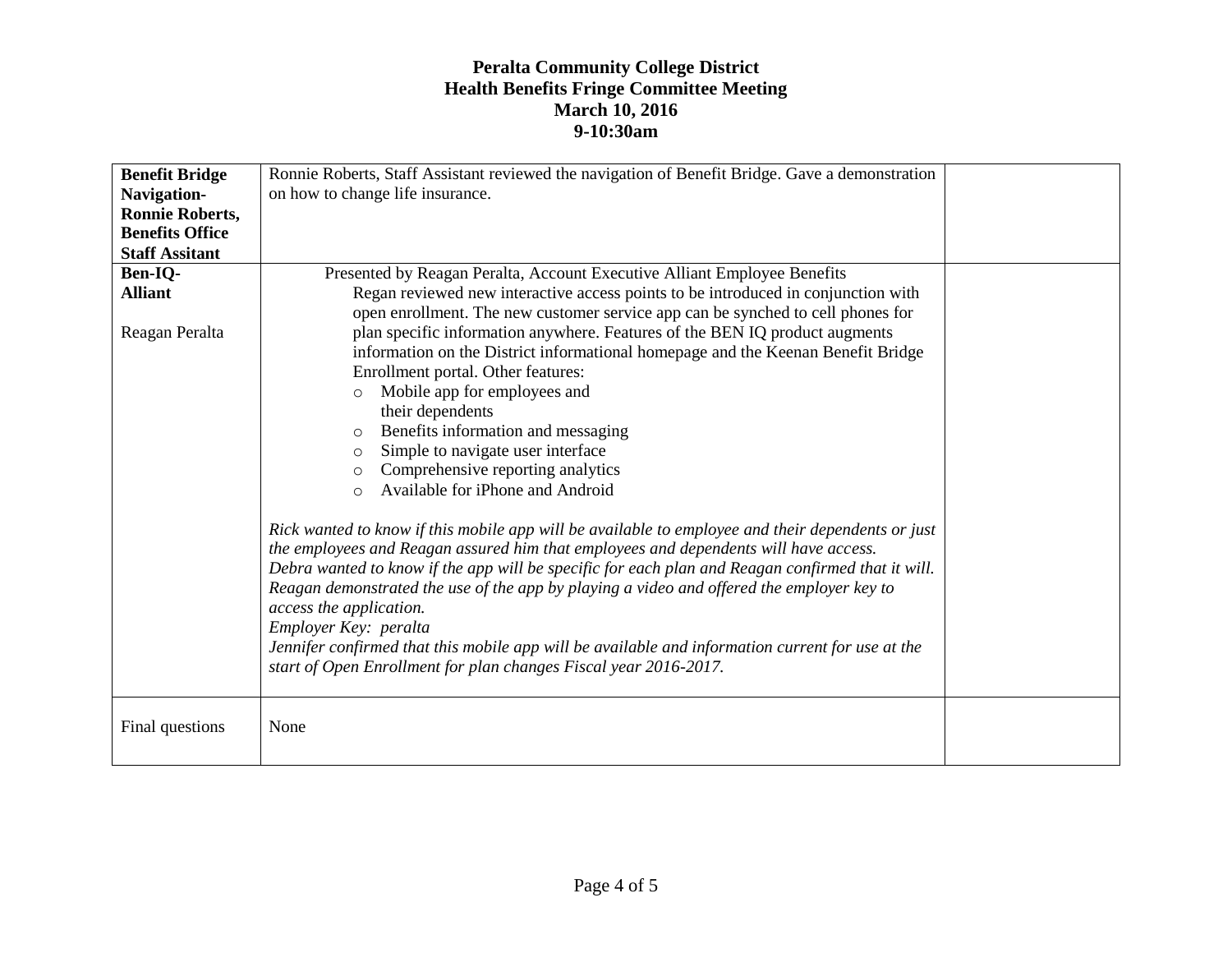**Peralta Community College District**
**Health Benefits Fringe Committee Meeting**
**March 10, 2016**
**9-10:30am**

| | | |
|---|---|---|
| **Benefit Bridge Navigation- Ronnie Roberts, Benefits Office Staff Assitant** | Ronnie Roberts, Staff Assistant reviewed the navigation of Benefit Bridge. Gave a demonstration on how to change life insurance. | |
| **Ben-IQ- Alliant**<br><br>Reagan Peralta | Presented by Reagan Peralta, Account Executive Alliant Employee Benefits<br>Regan reviewed new interactive access points to be introduced in conjunction with open enrollment. The new customer service app can be synched to cell phones for plan specific information anywhere. Features of the BEN IQ product augments information on the District informational homepage and the Keenan Benefit Bridge Enrollment portal. Other features:<br>○ Mobile app for employees and their dependents<br>○ Benefits information and messaging<br>○ Simple to navigate user interface<br>○ Comprehensive reporting analytics<br>○ Available for iPhone and Android<br><br>*Rick wanted to know if this mobile app will be available to employee and their dependents or just the employees and Reagan assured him that employees and dependents will have access.*<br>*Debra wanted to know if the app will be specific for each plan and Reagan confirmed that it will.*<br>*Reagan demonstrated the use of the app by playing a video and offered the employer key to access the application.*<br>*Employer Key: peralta*<br>*Jennifer confirmed that this mobile app will be available and information current for use at the start of Open Enrollment for plan changes Fiscal year 2016-2017.* | |
| Final questions | None | |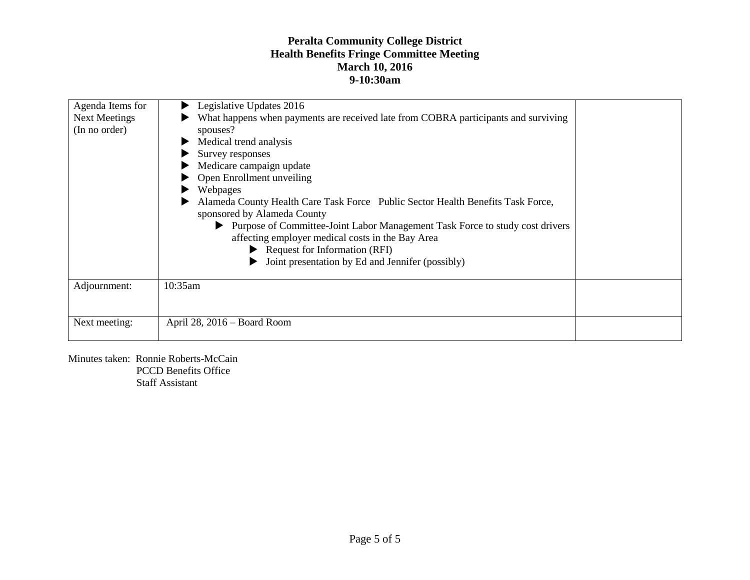**Peralta Community College District**
**Health Benefits Fringe Committee Meeting**
**March 10, 2016**
**9-10:30am**

| | | |
|---|---|---|
| Agenda Items for Next Meetings (In no order) | ▶ Legislative Updates 2016<br>▶ What happens when payments are received late from COBRA participants and surviving spouses?<br>▶ Medical trend analysis<br>▶ Survey responses<br>▶ Medicare campaign update<br>▶ Open Enrollment unveiling<br>▶ Webpages<br>▶ Alameda County Health Care Task Force Public Sector Health Benefits Task Force, sponsored by Alameda County<br>&nbsp;&nbsp;&nbsp;&nbsp;▶ Purpose of Committee-Joint Labor Management Task Force to study cost drivers affecting employer medical costs in the Bay Area<br>&nbsp;&nbsp;&nbsp;&nbsp;&nbsp;&nbsp;&nbsp;&nbsp;▶ Request for Information (RFI)<br>&nbsp;&nbsp;&nbsp;&nbsp;&nbsp;&nbsp;&nbsp;&nbsp;▶ Joint presentation by Ed and Jennifer (possibly) | |
| Adjournment: | 10:35am | |
| Next meeting: | April 28, 2016 – Board Room | |

Minutes taken: Ronnie Roberts-McCain
PCCD Benefits Office
Staff Assistant